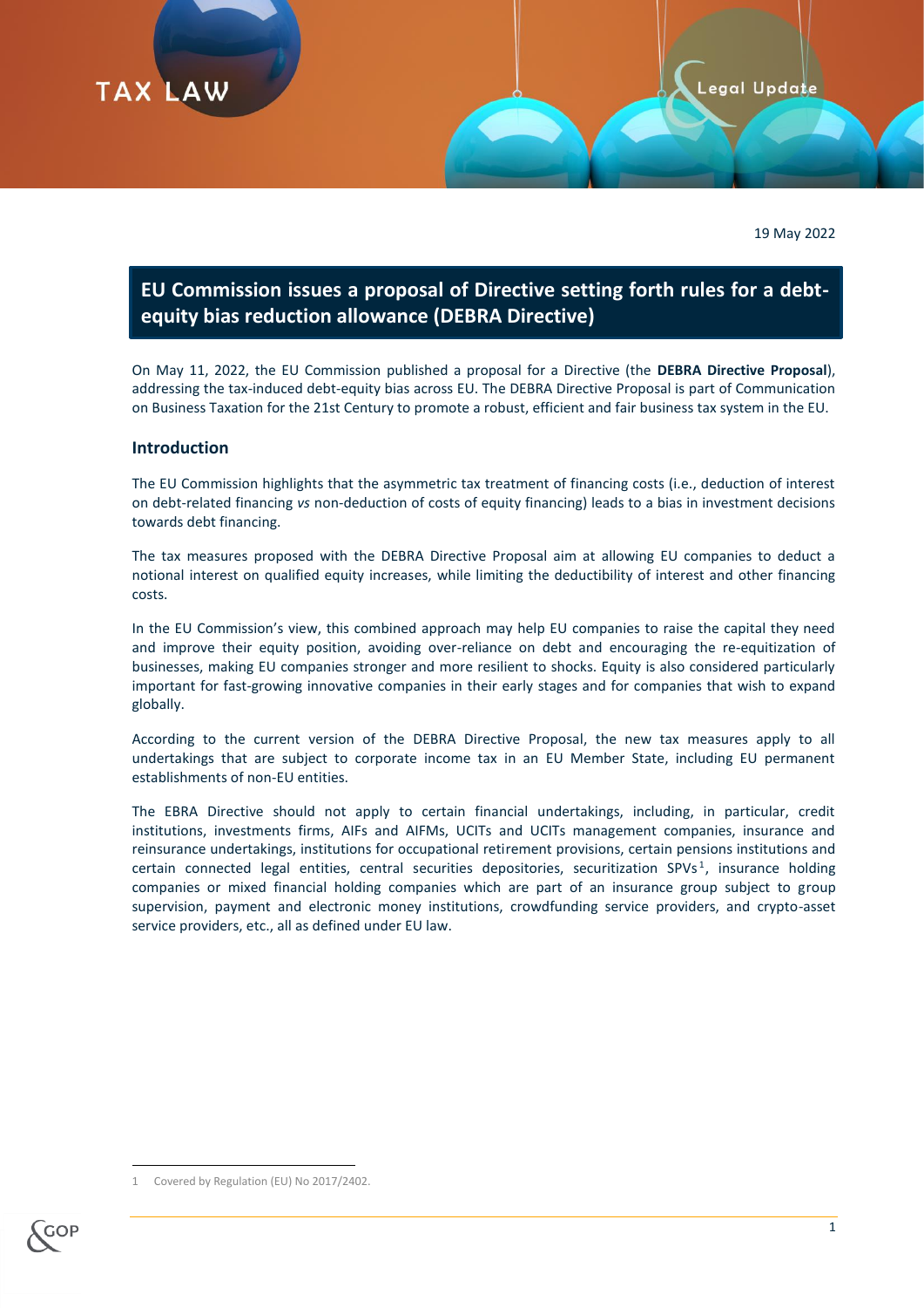19 May 2022

# EU Commission issues a proposal of Directive setting forth rules for a debt-equity bias reduction allowance (DEBRA Directive)

On May 11, 2022, the EU Commission published a proposal for a Directive (the **DEBRA Directive Proposal**), addressing the tax-induced debt-equity bias across EU. The DEBRA Directive Proposal is part of Communication on Business Taxation for the 21st Century to promote a robust, efficient and fair business tax system in the EU.

## Introduction

The EU Commission highlights that the asymmetric tax treatment of financing costs (i.e., deduction of interest on debt-related financing *vs* non-deduction of costs of equity financing) leads to a bias in investment decisions towards debt financing.

The tax measures proposed with the DEBRA Directive Proposal aim at allowing EU companies to deduct a notional interest on qualified equity increases, while limiting the deductibility of interest and other financing costs.

In the EU Commission's view, this combined approach may help EU companies to raise the capital they need and improve their equity position, avoiding over-reliance on debt and encouraging the re-equitization of businesses, making EU companies stronger and more resilient to shocks. Equity is also considered particularly important for fast-growing innovative companies in their early stages and for companies that wish to expand globally.

According to the current version of the DEBRA Directive Proposal, the new tax measures apply to all undertakings that are subject to corporate income tax in an EU Member State, including EU permanent establishments of non-EU entities.

The EBRA Directive should not apply to certain financial undertakings, including, in particular, credit institutions, investments firms, AIFs and AIFMs, UCITs and UCITs management companies, insurance and reinsurance undertakings, institutions for occupational retirement provisions, certain pensions institutions and certain connected legal entities, central securities depositories, securitization SPVs[1], insurance holding companies or mixed financial holding companies which are part of an insurance group subject to group supervision, payment and electronic money institutions, crowdfunding service providers, and crypto-asset service providers, etc., all as defined under EU law.

[1] Covered by Regulation (EU) No 2017/2402.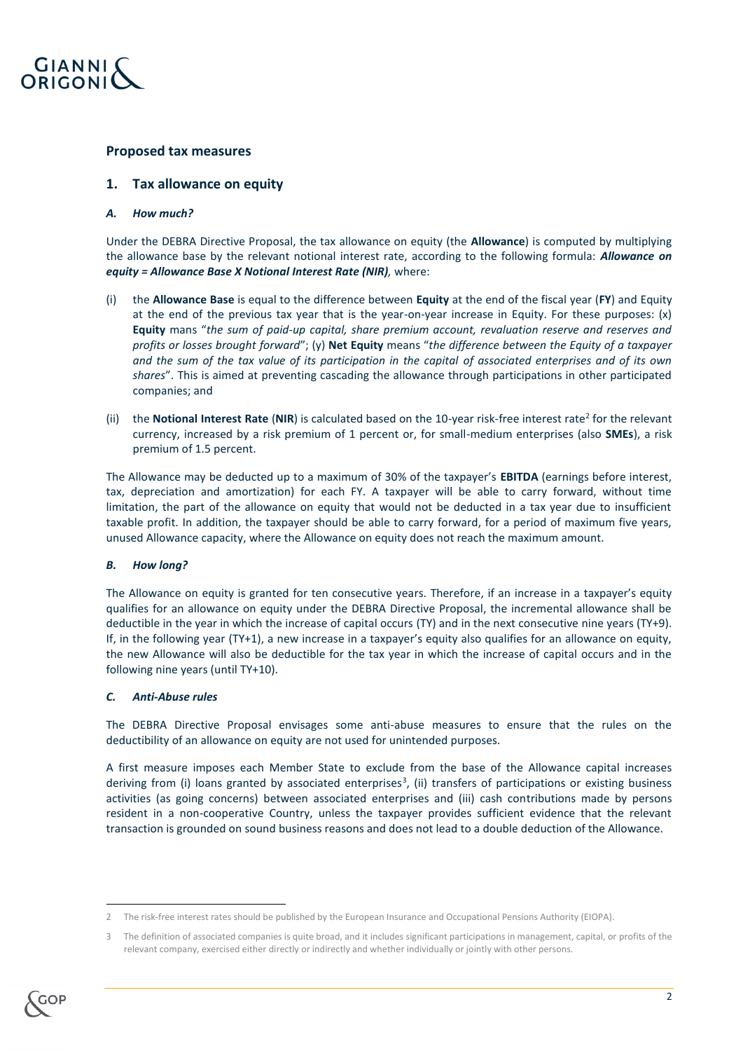## Proposed tax measures

### 1. Tax allowance on equity

#### *A. How much?*

Under the DEBRA Directive Proposal, the tax allowance on equity (the **Allowance**) is computed by multiplying the allowance base by the relevant notional interest rate, according to the following formula: ***Allowance on equity = Allowance Base X Notional Interest Rate (NIR),*** where:

(i) the **Allowance Base** is equal to the difference between **Equity** at the end of the fiscal year (**FY**) and Equity at the end of the previous tax year that is the year-on-year increase in Equity. For these purposes: (x) **Equity** mans "*the sum of paid-up capital, share premium account, revaluation reserve and reserves and profits or losses brought forward*"; (y) **Net Equity** means "*the difference between the Equity of a taxpayer and the sum of the tax value of its participation in the capital of associated enterprises and of its own shares*". This is aimed at preventing cascading the allowance through participations in other participated companies; and

(ii) the **Notional Interest Rate** (**NIR**) is calculated based on the 10-year risk-free interest rate[2] for the relevant currency, increased by a risk premium of 1 percent or, for small-medium enterprises (also **SMEs**), a risk premium of 1.5 percent.

The Allowance may be deducted up to a maximum of 30% of the taxpayer's **EBITDA** (earnings before interest, tax, depreciation and amortization) for each FY. A taxpayer will be able to carry forward, without time limitation, the part of the allowance on equity that would not be deducted in a tax year due to insufficient taxable profit. In addition, the taxpayer should be able to carry forward, for a period of maximum five years, unused Allowance capacity, where the Allowance on equity does not reach the maximum amount.

#### *B. How long?*

The Allowance on equity is granted for ten consecutive years. Therefore, if an increase in a taxpayer's equity qualifies for an allowance on equity under the DEBRA Directive Proposal, the incremental allowance shall be deductible in the year in which the increase of capital occurs (TY) and in the next consecutive nine years (TY+9). If, in the following year (TY+1), a new increase in a taxpayer's equity also qualifies for an allowance on equity, the new Allowance will also be deductible for the tax year in which the increase of capital occurs and in the following nine years (until TY+10).

#### *C. Anti-Abuse rules*

The DEBRA Directive Proposal envisages some anti-abuse measures to ensure that the rules on the deductibility of an allowance on equity are not used for unintended purposes.

A first measure imposes each Member State to exclude from the base of the Allowance capital increases deriving from (i) loans granted by associated enterprises[3], (ii) transfers of participations or existing business activities (as going concerns) between associated enterprises and (iii) cash contributions made by persons resident in a non-cooperative Country, unless the taxpayer provides sufficient evidence that the relevant transaction is grounded on sound business reasons and does not lead to a double deduction of the Allowance.

---

2 The risk-free interest rates should be published by the European Insurance and Occupational Pensions Authority (EIOPA).

3 The definition of associated companies is quite broad, and it includes significant participations in management, capital, or profits of the relevant company, exercised either directly or indirectly and whether individually or jointly with other persons.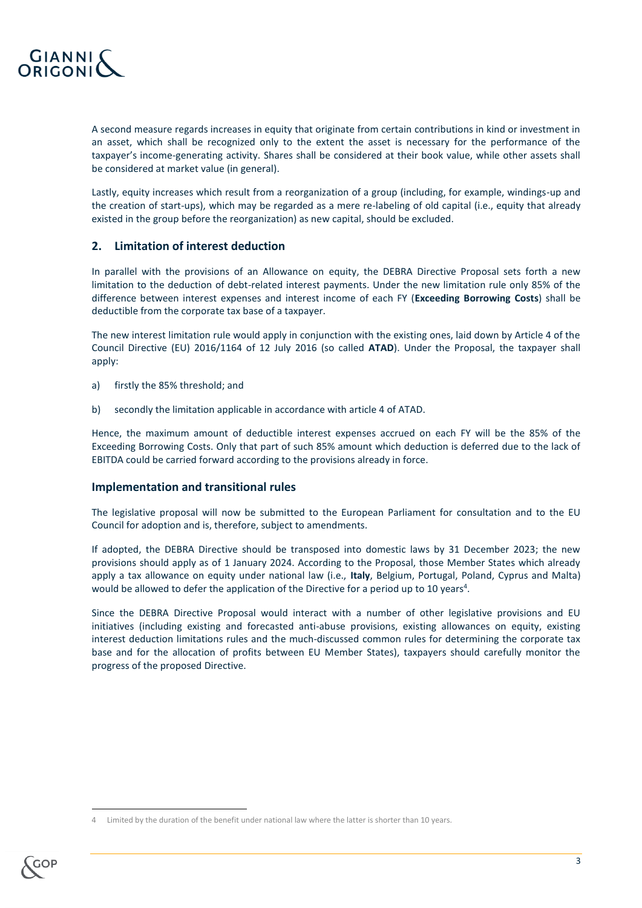A second measure regards increases in equity that originate from certain contributions in kind or investment in an asset, which shall be recognized only to the extent the asset is necessary for the performance of the taxpayer's income-generating activity. Shares shall be considered at their book value, while other assets shall be considered at market value (in general).

Lastly, equity increases which result from a reorganization of a group (including, for example, windings-up and the creation of start-ups), which may be regarded as a mere re-labeling of old capital (i.e., equity that already existed in the group before the reorganization) as new capital, should be excluded.

## 2. Limitation of interest deduction

In parallel with the provisions of an Allowance on equity, the DEBRA Directive Proposal sets forth a new limitation to the deduction of debt-related interest payments. Under the new limitation rule only 85% of the difference between interest expenses and interest income of each FY (**Exceeding Borrowing Costs**) shall be deductible from the corporate tax base of a taxpayer.

The new interest limitation rule would apply in conjunction with the existing ones, laid down by Article 4 of the Council Directive (EU) 2016/1164 of 12 July 2016 (so called **ATAD**). Under the Proposal, the taxpayer shall apply:

a) firstly the 85% threshold; and

b) secondly the limitation applicable in accordance with article 4 of ATAD.

Hence, the maximum amount of deductible interest expenses accrued on each FY will be the 85% of the Exceeding Borrowing Costs. Only that part of such 85% amount which deduction is deferred due to the lack of EBITDA could be carried forward according to the provisions already in force.

## Implementation and transitional rules

The legislative proposal will now be submitted to the European Parliament for consultation and to the EU Council for adoption and is, therefore, subject to amendments.

If adopted, the DEBRA Directive should be transposed into domestic laws by 31 December 2023; the new provisions should apply as of 1 January 2024. According to the Proposal, those Member States which already apply a tax allowance on equity under national law (i.e., **Italy**, Belgium, Portugal, Poland, Cyprus and Malta) would be allowed to defer the application of the Directive for a period up to 10 years[4].

Since the DEBRA Directive Proposal would interact with a number of other legislative provisions and EU initiatives (including existing and forecasted anti-abuse provisions, existing allowances on equity, existing interest deduction limitations rules and the much-discussed common rules for determining the corporate tax base and for the allocation of profits between EU Member States), taxpayers should carefully monitor the progress of the proposed Directive.

---

4 Limited by the duration of the benefit under national law where the latter is shorter than 10 years.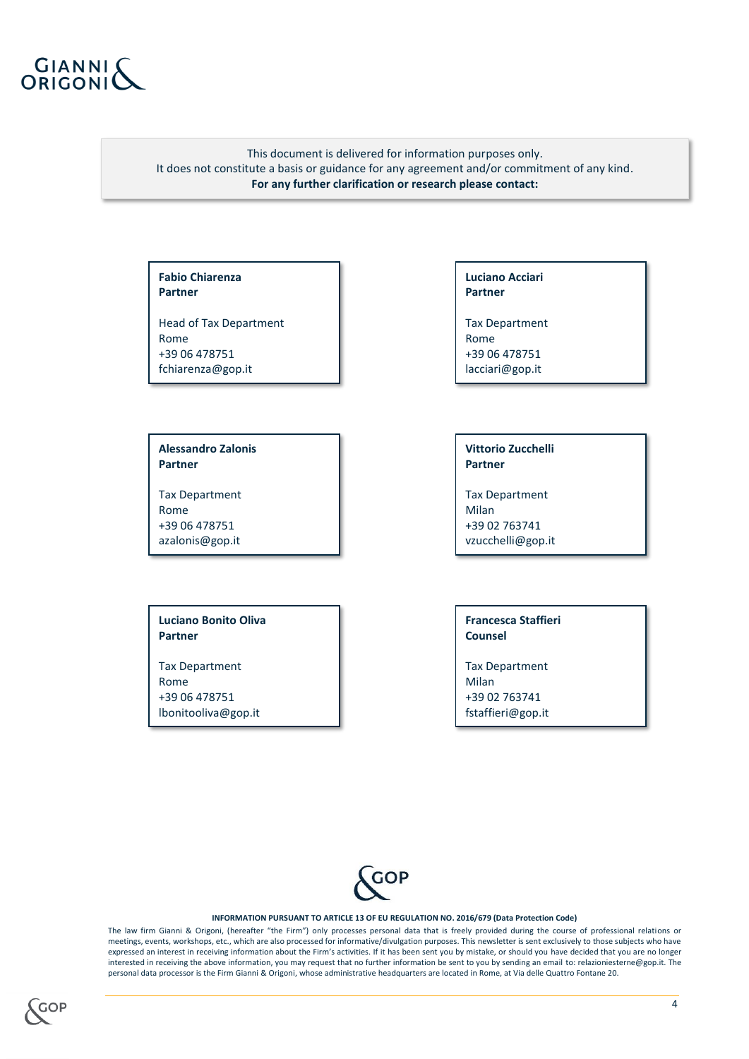This document is delivered for information purposes only.
It does not constitute a basis or guidance for any agreement and/or commitment of any kind.
**For any further clarification or research please contact:**

**Fabio Chiarenza**
**Partner**

Head of Tax Department
Rome
+39 06 478751
fchiarenza@gop.it

**Luciano Acciari**
**Partner**

Tax Department
Rome
+39 06 478751
lacciari@gop.it

**Alessandro Zalonis**
**Partner**

Tax Department
Rome
+39 06 478751
azalonis@gop.it

**Vittorio Zucchelli**
**Partner**

Tax Department
Milan
+39 02 763741
vzucchelli@gop.it

**Luciano Bonito Oliva**
**Partner**

Tax Department
Rome
+39 06 478751
lbonitooliva@gop.it

**Francesca Staffieri**
**Counsel**

Tax Department
Milan
+39 02 763741
fstaffieri@gop.it

**INFORMATION PURSUANT TO ARTICLE 13 OF EU REGULATION NO. 2016/679 (Data Protection Code)**

The law firm Gianni & Origoni, (hereafter "the Firm") only processes personal data that is freely provided during the course of professional relations or meetings, events, workshops, etc., which are also processed for informative/divulgation purposes. This newsletter is sent exclusively to those subjects who have expressed an interest in receiving information about the Firm's activities. If it has been sent you by mistake, or should you have decided that you are no longer interested in receiving the above information, you may request that no further information be sent to you by sending an email to: relazioniesterne@gop.it. The personal data processor is the Firm Gianni & Origoni, whose administrative headquarters are located in Rome, at Via delle Quattro Fontane 20.